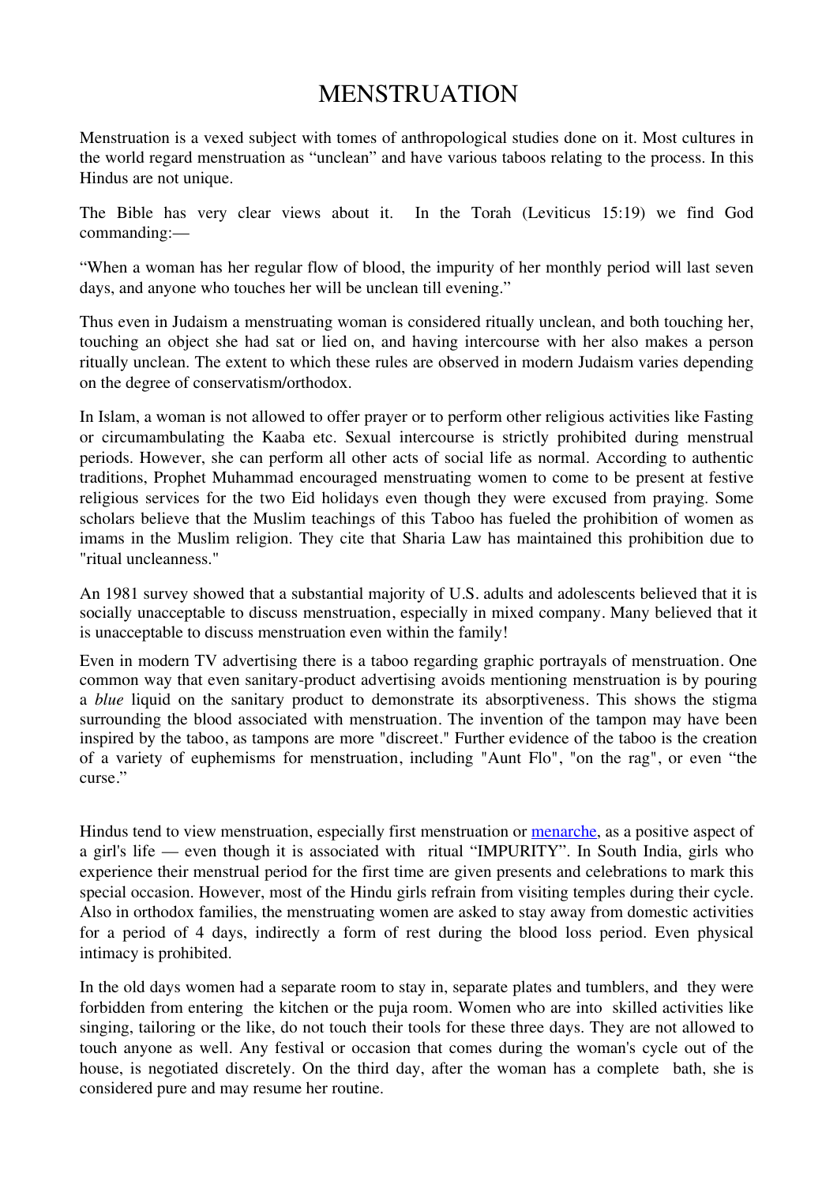# MENSTRUATION

Menstruation is a vexed subject with tomes of anthropological studies done on it. Most cultures in the world regard menstruation as "unclean" and have various taboos relating to the process. In this Hindus are not unique.

The Bible has very clear views about it. In the Torah (Leviticus 15:19) we find God commanding:—

"When a woman has her regular flow of blood, the impurity of her monthly period will last seven days, and anyone who touches her will be unclean till evening."

Thus even in Judaism a menstruating woman is considered ritually unclean, and both touching her, touching an object she had sat or lied on, and having intercourse with her also makes a person ritually unclean. The extent to which these rules are observed in modern Judaism varies depending on the degree of conservatism/orthodox.

In Islam, a woman is not allowed to offer prayer or to perform other religious activities like Fasting or circumambulating the Kaaba etc. Sexual intercourse is strictly prohibited during menstrual periods. However, she can perform all other acts of social life as normal. According to authentic traditions, Prophet Muhammad encouraged menstruating women to come to be present at festive religious services for the two Eid holidays even though they were excused from praying. Some scholars believe that the Muslim teachings of this Taboo has fueled the prohibition of women as imams in the Muslim religion. They cite that Sharia Law has maintained this prohibition due to "ritual uncleanness."

An 1981 survey showed that a substantial majority of U.S. adults and adolescents believed that it is socially unacceptable to discuss menstruation, especially in mixed company. Many believed that it is unacceptable to discuss menstruation even within the family!

Even in modern TV advertising there is a taboo regarding graphic portrayals of menstruation. One common way that even sanitary-product advertising avoids mentioning menstruation is by pouring a *blue* liquid on the sanitary product to demonstrate its absorptiveness. This shows the stigma surrounding the blood associated with menstruation. The invention of the tampon may have been inspired by the taboo, as tampons are more "discreet." Further evidence of the taboo is the creation of a variety of euphemisms for menstruation, including "Aunt Flo", "on the rag", or even "the curse."

Hindus tend to view menstruation, especially first menstruation or [menarche](), as a positive aspect of a girl's life — even though it is associated with ritual "IMPURITY". In South India, girls who experience their menstrual period for the first time are given presents and celebrations to mark this special occasion. However, most of the Hindu girls refrain from visiting temples during their cycle. Also in orthodox families, the menstruating women are asked to stay away from domestic activities for a period of 4 days, indirectly a form of rest during the blood loss period. Even physical intimacy is prohibited.

In the old days women had a separate room to stay in, separate plates and tumblers, and they were forbidden from entering the kitchen or the puja room. Women who are into skilled activities like singing, tailoring or the like, do not touch their tools for these three days. They are not allowed to touch anyone as well. Any festival or occasion that comes during the woman's cycle out of the house, is negotiated discretely. On the third day, after the woman has a complete bath, she is considered pure and may resume her routine.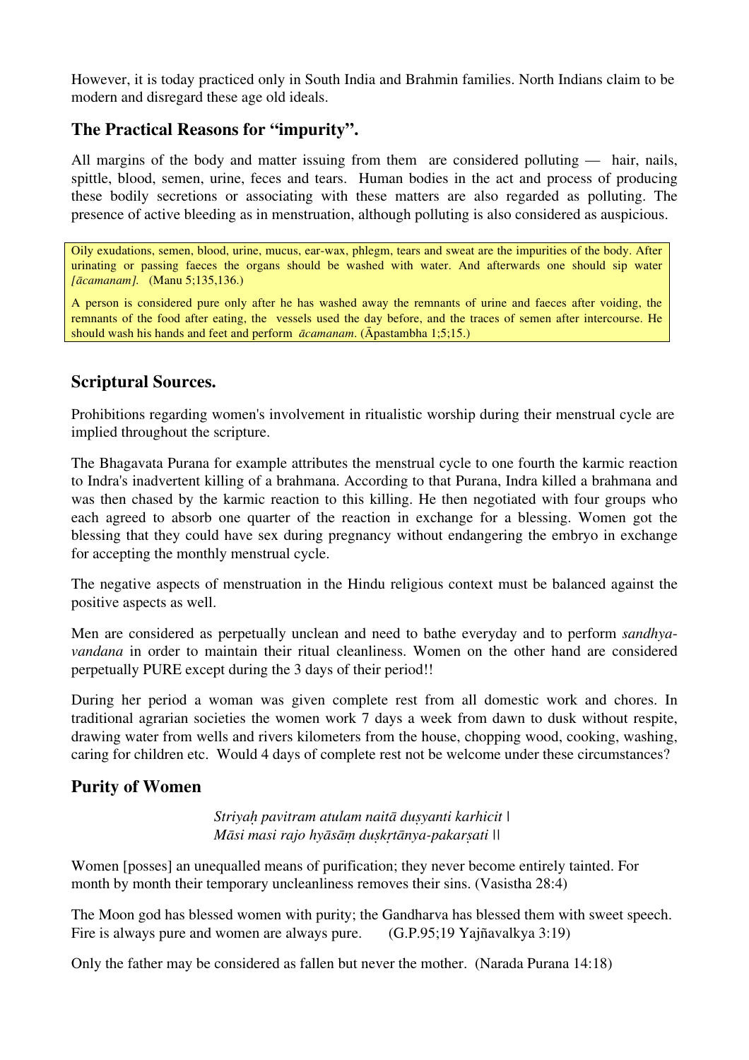However, it is today practiced only in South India and Brahmin families. North Indians claim to be modern and disregard these age old ideals.

## The Practical Reasons for "impurity".

All margins of the body and matter issuing from them are considered polluting — hair, nails, spittle, blood, semen, urine, feces and tears. Human bodies in the act and process of producing these bodily secretions or associating with these matters are also regarded as polluting. The presence of active bleeding as in menstruation, although polluting is also considered as auspicious.

> Oily exudations, semen, blood, urine, mucus, ear-wax, phlegm, tears and sweat are the impurities of the body. After urinating or passing faeces the organs should be washed with water. And afterwards one should sip water *[ācamanam].* (Manu 5;135,136.)
>
> A person is considered pure only after he has washed away the remnants of urine and faeces after voiding, the remnants of the food after eating, the vessels used the day before, and the traces of semen after intercourse. He should wash his hands and feet and perform *ācamanam*. (Āpastambha 1;5;15.)

## Scriptural Sources.

Prohibitions regarding women's involvement in ritualistic worship during their menstrual cycle are implied throughout the scripture.

The Bhagavata Purana for example attributes the menstrual cycle to one fourth the karmic reaction to Indra's inadvertent killing of a brahmana. According to that Purana, Indra killed a brahmana and was then chased by the karmic reaction to this killing. He then negotiated with four groups who each agreed to absorb one quarter of the reaction in exchange for a blessing. Women got the blessing that they could have sex during pregnancy without endangering the embryo in exchange for accepting the monthly menstrual cycle.

The negative aspects of menstruation in the Hindu religious context must be balanced against the positive aspects as well.

Men are considered as perpetually unclean and need to bathe everyday and to perform *sandhya-vandana* in order to maintain their ritual cleanliness. Women on the other hand are considered perpetually PURE except during the 3 days of their period!!

During her period a woman was given complete rest from all domestic work and chores. In traditional agrarian societies the women work 7 days a week from dawn to dusk without respite, drawing water from wells and rivers kilometers from the house, chopping wood, cooking, washing, caring for children etc. Would 4 days of complete rest not be welcome under these circumstances?

## Purity of Women

*Striyaḥ pavitram atulam naitā duṣyanti karhicit |*
*Māsi masi rajo hyāsāṃ duṣkṛtānya-pakarṣati ||*

Women [posses] an unequalled means of purification; they never become entirely tainted. For month by month their temporary uncleanliness removes their sins. (Vasistha 28:4)

The Moon god has blessed women with purity; the Gandharva has blessed them with sweet speech. Fire is always pure and women are always pure. (G.P.95;19 Yajñavalkya 3:19)

Only the father may be considered as fallen but never the mother. (Narada Purana 14:18)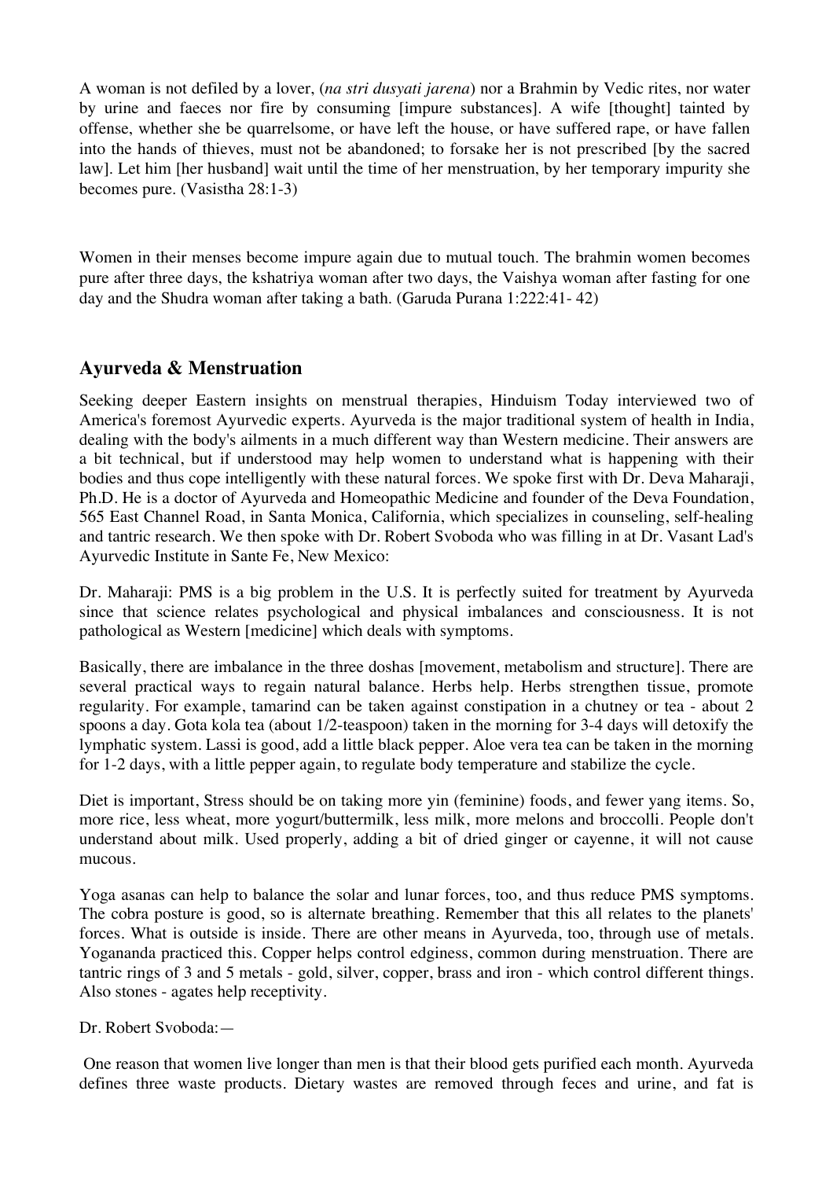A woman is not defiled by a lover, (*na stri dusyati jarena*) nor a Brahmin by Vedic rites, nor water by urine and faeces nor fire by consuming [impure substances]. A wife [thought] tainted by offense, whether she be quarrelsome, or have left the house, or have suffered rape, or have fallen into the hands of thieves, must not be abandoned; to forsake her is not prescribed [by the sacred law]. Let him [her husband] wait until the time of her menstruation, by her temporary impurity she becomes pure. (Vasistha 28:1-3)

Women in their menses become impure again due to mutual touch. The brahmin women becomes pure after three days, the kshatriya woman after two days, the Vaishya woman after fasting for one day and the Shudra woman after taking a bath. (Garuda Purana 1:222:41- 42)

## Ayurveda & Menstruation

Seeking deeper Eastern insights on menstrual therapies, Hinduism Today interviewed two of America's foremost Ayurvedic experts. Ayurveda is the major traditional system of health in India, dealing with the body's ailments in a much different way than Western medicine. Their answers are a bit technical, but if understood may help women to understand what is happening with their bodies and thus cope intelligently with these natural forces. We spoke first with Dr. Deva Maharaji, Ph.D. He is a doctor of Ayurveda and Homeopathic Medicine and founder of the Deva Foundation, 565 East Channel Road, in Santa Monica, California, which specializes in counseling, self-healing and tantric research. We then spoke with Dr. Robert Svoboda who was filling in at Dr. Vasant Lad's Ayurvedic Institute in Sante Fe, New Mexico:

Dr. Maharaji: PMS is a big problem in the U.S. It is perfectly suited for treatment by Ayurveda since that science relates psychological and physical imbalances and consciousness. It is not pathological as Western [medicine] which deals with symptoms.

Basically, there are imbalance in the three doshas [movement, metabolism and structure]. There are several practical ways to regain natural balance. Herbs help. Herbs strengthen tissue, promote regularity. For example, tamarind can be taken against constipation in a chutney or tea - about 2 spoons a day. Gota kola tea (about 1/2-teaspoon) taken in the morning for 3-4 days will detoxify the lymphatic system. Lassi is good, add a little black pepper. Aloe vera tea can be taken in the morning for 1-2 days, with a little pepper again, to regulate body temperature and stabilize the cycle.

Diet is important, Stress should be on taking more yin (feminine) foods, and fewer yang items. So, more rice, less wheat, more yogurt/buttermilk, less milk, more melons and broccolli. People don't understand about milk. Used properly, adding a bit of dried ginger or cayenne, it will not cause mucous.

Yoga asanas can help to balance the solar and lunar forces, too, and thus reduce PMS symptoms. The cobra posture is good, so is alternate breathing. Remember that this all relates to the planets' forces. What is outside is inside. There are other means in Ayurveda, too, through use of metals. Yogananda practiced this. Copper helps control edginess, common during menstruation. There are tantric rings of 3 and 5 metals - gold, silver, copper, brass and iron - which control different things. Also stones - agates help receptivity.

Dr. Robert Svoboda:—

One reason that women live longer than men is that their blood gets purified each month. Ayurveda defines three waste products. Dietary wastes are removed through feces and urine, and fat is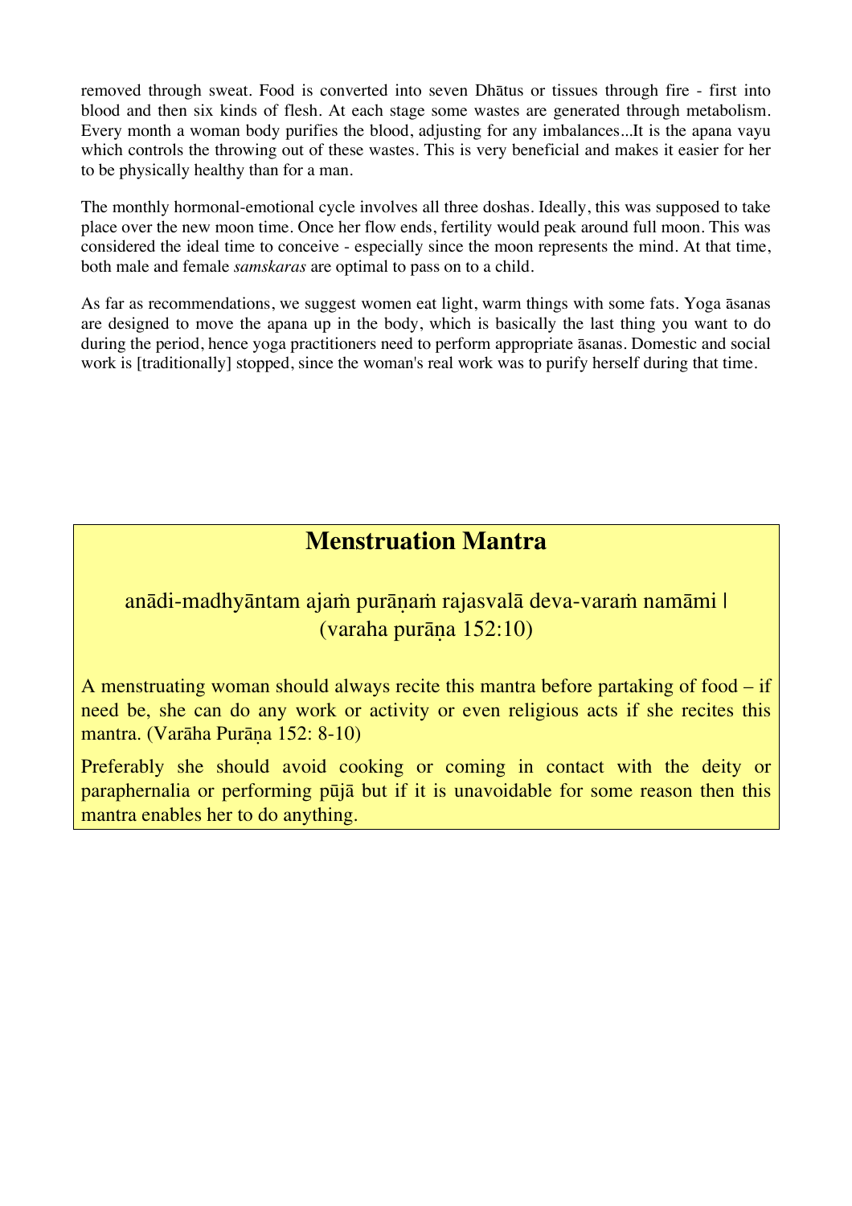removed through sweat. Food is converted into seven Dhātus or tissues through fire - first into blood and then six kinds of flesh. At each stage some wastes are generated through metabolism. Every month a woman body purifies the blood, adjusting for any imbalances...It is the apana vayu which controls the throwing out of these wastes. This is very beneficial and makes it easier for her to be physically healthy than for a man.

The monthly hormonal-emotional cycle involves all three doshas. Ideally, this was supposed to take place over the new moon time. Once her flow ends, fertility would peak around full moon. This was considered the ideal time to conceive - especially since the moon represents the mind. At that time, both male and female *samskaras* are optimal to pass on to a child.

As far as recommendations, we suggest women eat light, warm things with some fats. Yoga āsanas are designed to move the apana up in the body, which is basically the last thing you want to do during the period, hence yoga practitioners need to perform appropriate āsanas. Domestic and social work is [traditionally] stopped, since the woman's real work was to purify herself during that time.

## Menstruation Mantra

anādi-madhyāntam ajaṁ purāṇaṁ rajasvalā deva-varaṁ namāmi |
(varaha purāṇa 152:10)

A menstruating woman should always recite this mantra before partaking of food – if need be, she can do any work or activity or even religious acts if she recites this mantra. (Varāha Purāṇa 152: 8-10)

Preferably she should avoid cooking or coming in contact with the deity or paraphernalia or performing pūjā but if it is unavoidable for some reason then this mantra enables her to do anything.